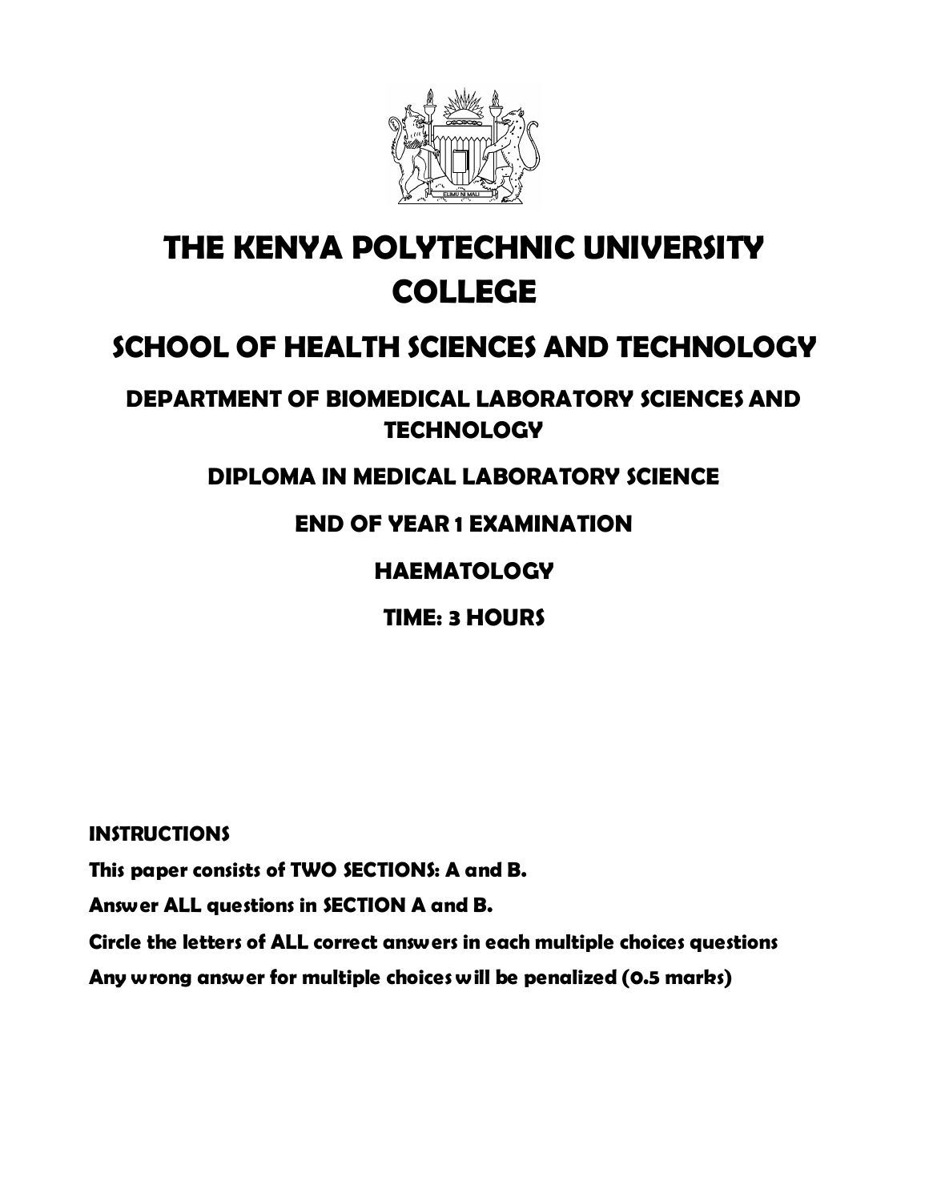# THE KENYA POLYTECHNIC UNIVERSITY COLLEGE

## SCHOOL OF HEALTH SCIENCES AND TECHNOLOGY

### DEPARTMENT OF BIOMEDICAL LABORATORY SCIENCES AND TECHNOLOGY

### DIPLOMA IN MEDICAL LABORATORY SCIENCE

### END OF YEAR 1 EXAMINATION

### HAEMATOLOGY

### TIME: 3 HOURS

**INSTRUCTIONS**

**This paper consists of TWO SECTIONS: A and B.**

**Answer ALL questions in SECTION A and B.**

**Circle the letters of ALL correct answers in each multiple choices questions**

**Any wrong answer for multiple choices will be penalized (0.5 marks)**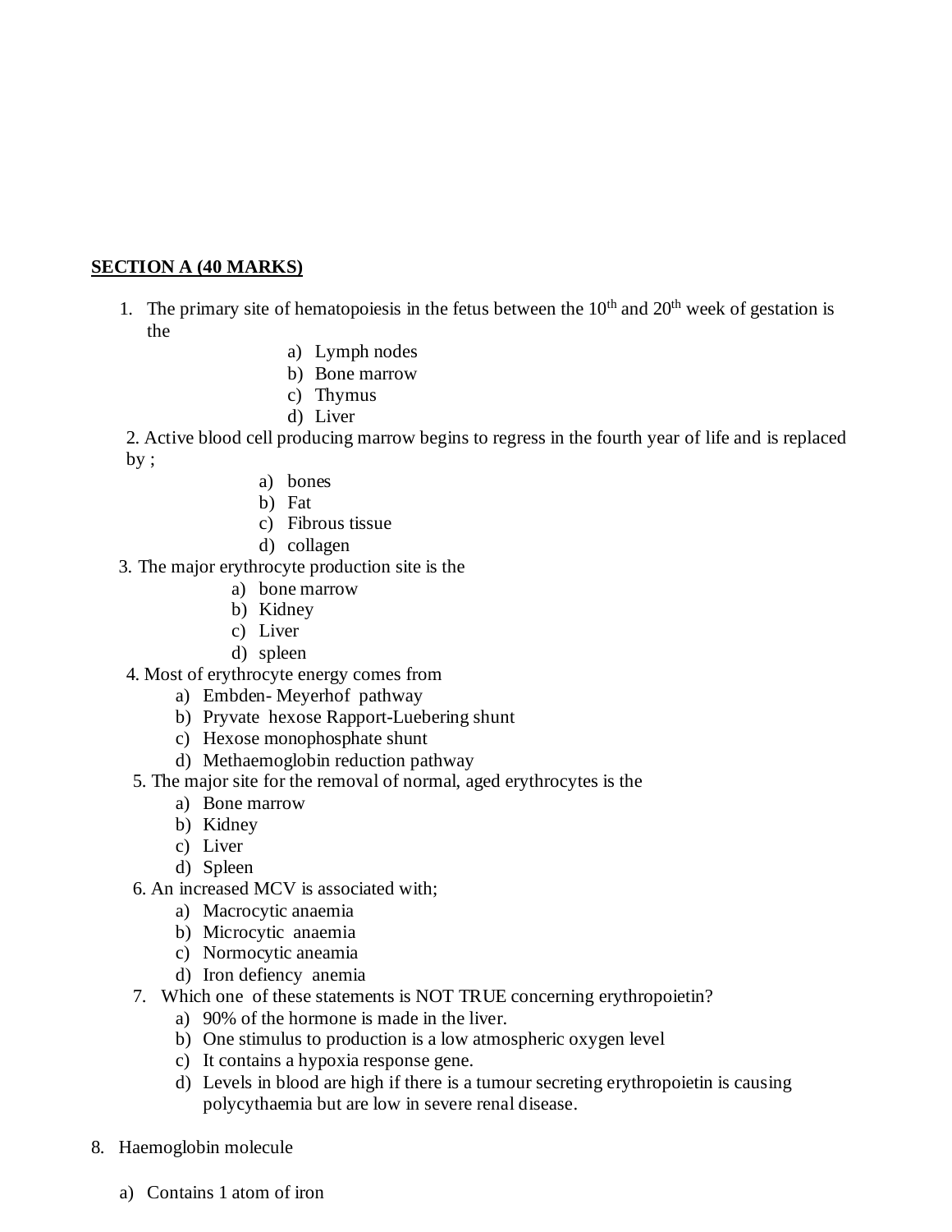**SECTION A (40 MARKS)**

1. The primary site of hematopoiesis in the fetus between the 10$^{th}$ and 20$^{th}$ week of gestation is the
   a) Lymph nodes
   b) Bone marrow
   c) Thymus
   d) Liver

2. Active blood cell producing marrow begins to regress in the fourth year of life and is replaced by ;
   a) bones
   b) Fat
   c) Fibrous tissue
   d) collagen

3. The major erythrocyte production site is the
   a) bone marrow
   b) Kidney
   c) Liver
   d) spleen

4. Most of erythrocyte energy comes from
   a) Embden- Meyerhof pathway
   b) Pryvate hexose Rapport-Luebering shunt
   c) Hexose monophosphate shunt
   d) Methaemoglobin reduction pathway

5. The major site for the removal of normal, aged erythrocytes is the
   a) Bone marrow
   b) Kidney
   c) Liver
   d) Spleen

6. An increased MCV is associated with;
   a) Macrocytic anaemia
   b) Microcytic anaemia
   c) Normocytic aneamia
   d) Iron defiency anemia

7. Which one of these statements is NOT TRUE concerning erythropoietin?
   a) 90% of the hormone is made in the liver.
   b) One stimulus to production is a low atmospheric oxygen level
   c) It contains a hypoxia response gene.
   d) Levels in blood are high if there is a tumour secreting erythropoietin is causing polycythaemia but are low in severe renal disease.

8. Haemoglobin molecule

   a) Contains 1 atom of iron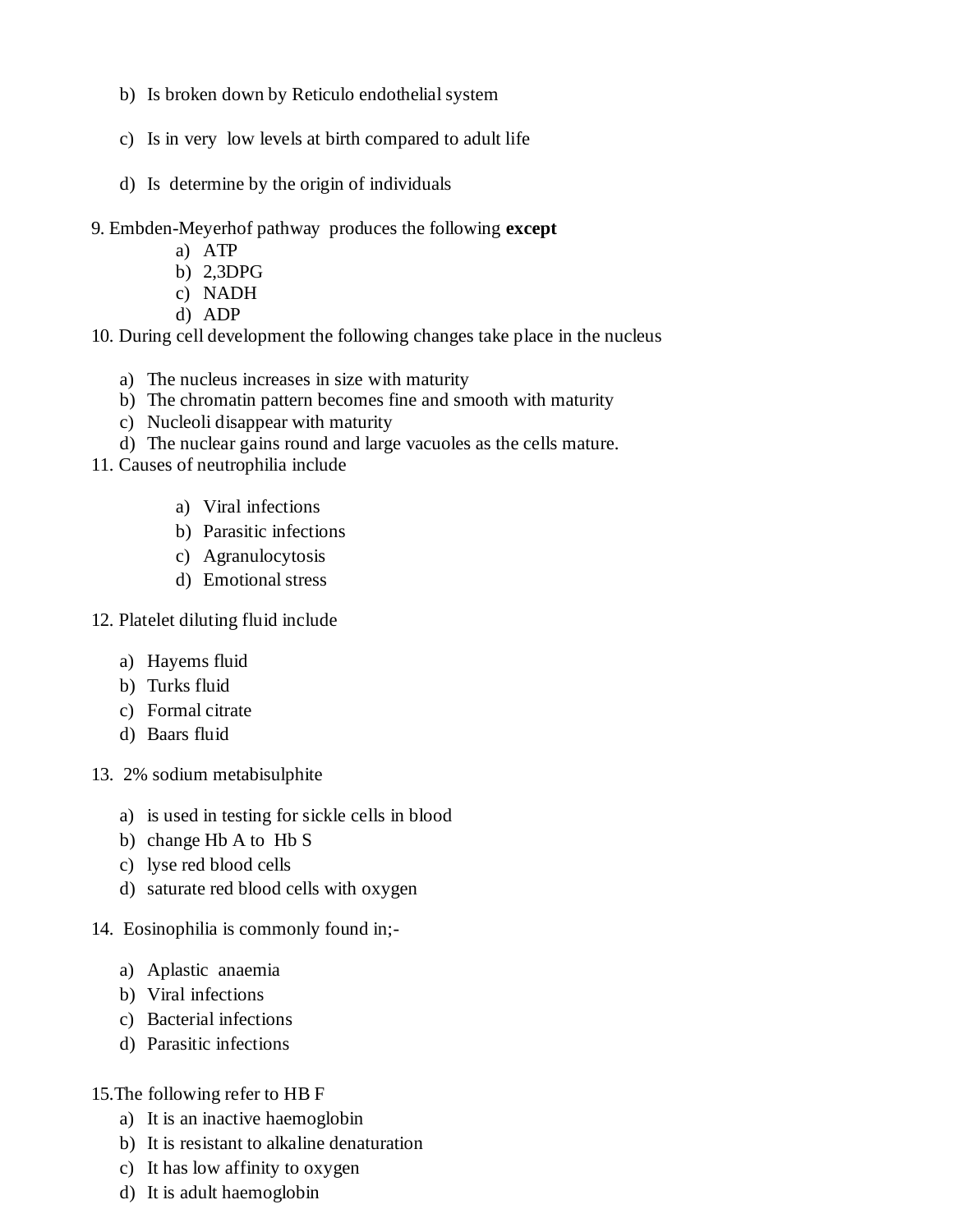b) Is broken down by Reticulo endothelial system

c) Is in very low levels at birth compared to adult life

d) Is determine by the origin of individuals

9. Embden-Meyerhof pathway produces the following **except**
    a) ATP
    b) 2,3DPG
    c) NADH
    d) ADP

10. During cell development the following changes take place in the nucleus
    a) The nucleus increases in size with maturity
    b) The chromatin pattern becomes fine and smooth with maturity
    c) Nucleoli disappear with maturity
    d) The nuclear gains round and large vacuoles as the cells mature.

11. Causes of neutrophilia include
    a) Viral infections
    b) Parasitic infections
    c) Agranulocytosis
    d) Emotional stress

12. Platelet diluting fluid include
    a) Hayems fluid
    b) Turks fluid
    c) Formal citrate
    d) Baars fluid

13. 2% sodium metabisulphite
    a) is used in testing for sickle cells in blood
    b) change Hb A to Hb S
    c) lyse red blood cells
    d) saturate red blood cells with oxygen

14. Eosinophilia is commonly found in;-
    a) Aplastic anaemia
    b) Viral infections
    c) Bacterial infections
    d) Parasitic infections

15. The following refer to HB F
    a) It is an inactive haemoglobin
    b) It is resistant to alkaline denaturation
    c) It has low affinity to oxygen
    d) It is adult haemoglobin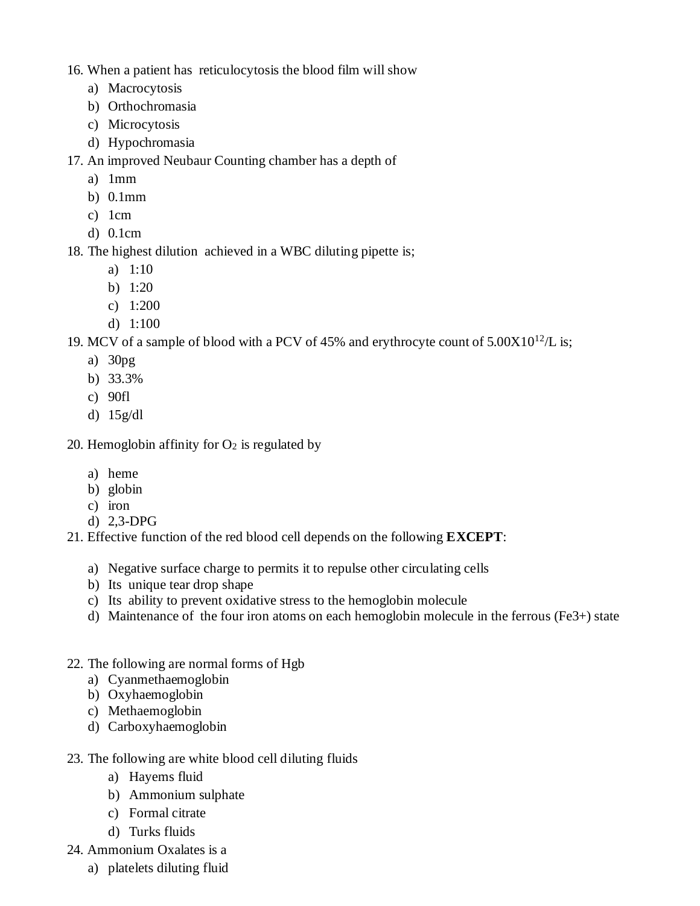16. When a patient has reticulocytosis the blood film will show
    a) Macrocytosis
    b) Orthochromasia
    c) Microcytosis
    d) Hypochromasia
17. An improved Neubaur Counting chamber has a depth of
    a) 1mm
    b) 0.1mm
    c) 1cm
    d) 0.1cm
18. The highest dilution achieved in a WBC diluting pipette is;
    a) 1:10
    b) 1:20
    c) 1:200
    d) 1:100
19. MCV of a sample of blood with a PCV of 45% and erythrocyte count of $5.00X10^{12}$/L is;
    a) 30pg
    b) 33.3%
    c) 90fl
    d) 15g/dl

20. Hemoglobin affinity for $O_2$ is regulated by

    a) heme
    b) globin
    c) iron
    d) 2,3-DPG
21. Effective function of the red blood cell depends on the following **EXCEPT**:

    a) Negative surface charge to permits it to repulse other circulating cells
    b) Its unique tear drop shape
    c) Its ability to prevent oxidative stress to the hemoglobin molecule
    d) Maintenance of the four iron atoms on each hemoglobin molecule in the ferrous ($Fe3+$) state

22. The following are normal forms of Hgb
    a) Cyanmethaemoglobin
    b) Oxyhaemoglobin
    c) Methaemoglobin
    d) Carboxyhaemoglobin

23. The following are white blood cell diluting fluids
    a) Hayems fluid
    b) Ammonium sulphate
    c) Formal citrate
    d) Turks fluids
24. Ammonium Oxalates is a
    a) platelets diluting fluid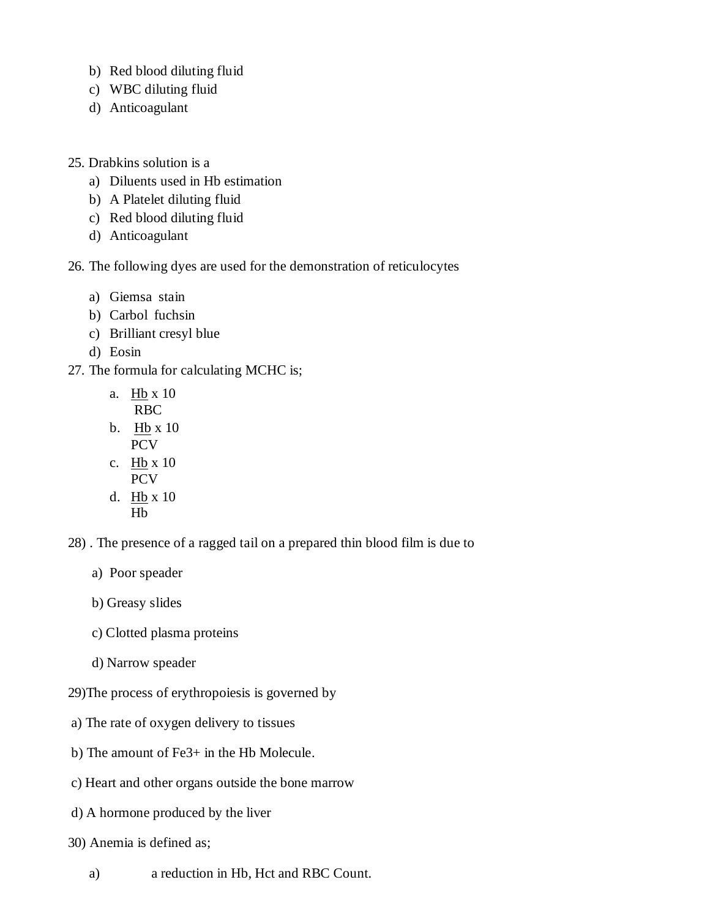b) Red blood diluting fluid
c) WBC diluting fluid
d) Anticoagulant

25. Drabkins solution is a
    a) Diluents used in Hb estimation
    b) A Platelet diluting fluid
    c) Red blood diluting fluid
    d) Anticoagulant

26. The following dyes are used for the demonstration of reticulocytes
    a) Giemsa stain
    b) Carbol fuchsin
    c) Brilliant cresyl blue
    d) Eosin

27. The formula for calculating MCHC is;
    a. $\frac{Hb}{RBC} \times 10$
    b. $\frac{Hb}{PCV} \times 10$
    c. $\frac{Hb}{PCV} \times 10$
    d. $\frac{Hb}{Hb} \times 10$

28) . The presence of a ragged tail on a prepared thin blood film is due to

a) Poor speader

b) Greasy slides

c) Clotted plasma proteins

d) Narrow speader

29)The process of erythropoiesis is governed by

a) The rate of oxygen delivery to tissues

b) The amount of $Fe^{3+}$ in the Hb Molecule.

c) Heart and other organs outside the bone marrow

d) A hormone produced by the liver

30) Anemia is defined as;

a) a reduction in Hb, Hct and RBC Count.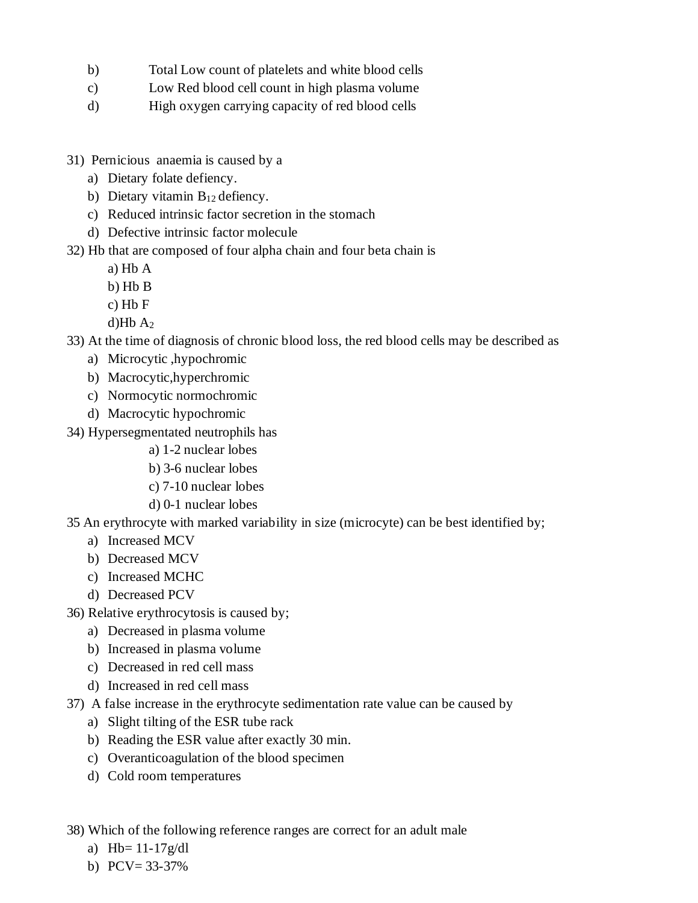b) Total Low count of platelets and white blood cells
c) Low Red blood cell count in high plasma volume
d) High oxygen carrying capacity of red blood cells

31) Pernicious anaemia is caused by a
   a) Dietary folate defiency.
   b) Dietary vitamin $B_{12}$ defiency.
   c) Reduced intrinsic factor secretion in the stomach
   d) Defective intrinsic factor molecule

32) Hb that are composed of four alpha chain and four beta chain is
   a) Hb A
   b) Hb B
   c) Hb F
   d)Hb $A_2$

33) At the time of diagnosis of chronic blood loss, the red blood cells may be described as
   a) Microcytic ,hypochromic
   b) Macrocytic,hyperchromic
   c) Normocytic normochromic
   d) Macrocytic hypochromic

34) Hypersegmentated neutrophils has
   a) 1-2 nuclear lobes
   b) 3-6 nuclear lobes
   c) 7-10 nuclear lobes
   d) 0-1 nuclear lobes

35 An erythrocyte with marked variability in size (microcyte) can be best identified by;
   a) Increased MCV
   b) Decreased MCV
   c) Increased MCHC
   d) Decreased PCV

36) Relative erythrocytosis is caused by;
   a) Decreased in plasma volume
   b) Increased in plasma volume
   c) Decreased in red cell mass
   d) Increased in red cell mass

37) A false increase in the erythrocyte sedimentation rate value can be caused by
   a) Slight tilting of the ESR tube rack
   b) Reading the ESR value after exactly 30 min.
   c) Overanticoagulation of the blood specimen
   d) Cold room temperatures

38) Which of the following reference ranges are correct for an adult male
   a) Hb= 11-17g/dl
   b) PCV= 33-37%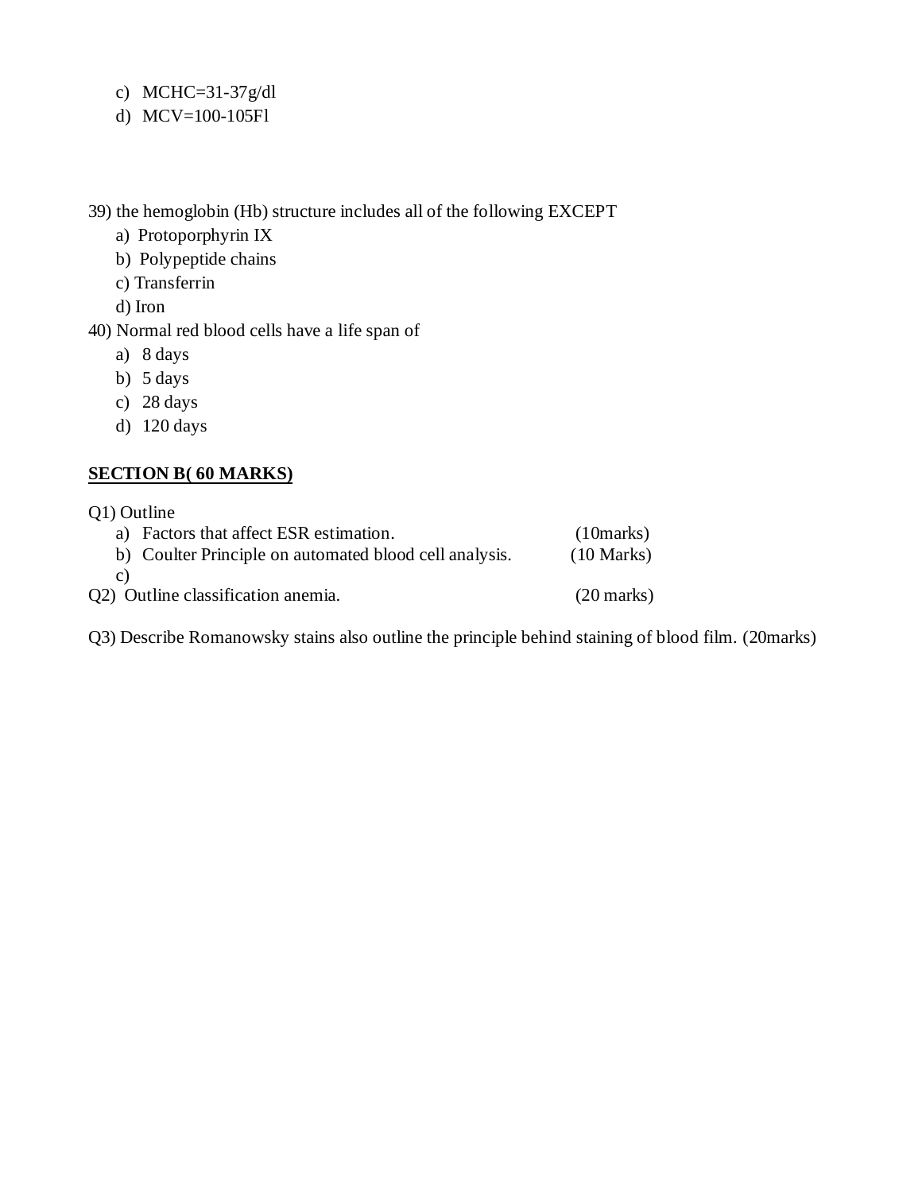c) MCHC=31-37g/dl
d) MCV=100-105Fl

39) the hemoglobin (Hb) structure includes all of the following EXCEPT

a) Protoporphyrin IX
b) Polypeptide chains
c) Transferrin
d) Iron

40) Normal red blood cells have a life span of

a) 8 days
b) 5 days
c) 28 days
d) 120 days

**SECTION B( 60 MARKS)**

Q1) Outline

a) Factors that affect ESR estimation. (10marks)
b) Coulter Principle on automated blood cell analysis. (10 Marks)
c)

Q2) Outline classification anemia. (20 marks)

Q3) Describe Romanowsky stains also outline the principle behind staining of blood film. (20marks)